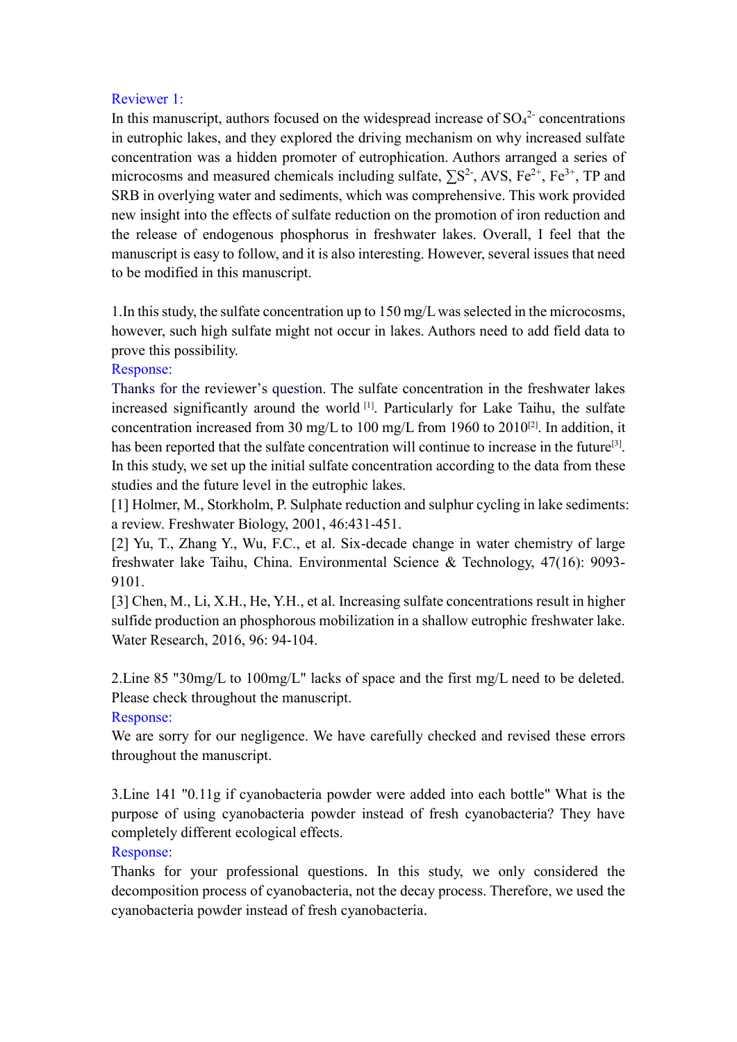Reviewer 1:

In this manuscript, authors focused on the widespread increase of $SO_4^{2-}$ concentrations in eutrophic lakes, and they explored the driving mechanism on why increased sulfate concentration was a hidden promoter of eutrophication. Authors arranged a series of microcosms and measured chemicals including sulfate, $\sum S^{2-}$, AVS, $Fe^{2+}$, $Fe^{3+}$, TP and SRB in overlying water and sediments, which was comprehensive. This work provided new insight into the effects of sulfate reduction on the promotion of iron reduction and the release of endogenous phosphorus in freshwater lakes. Overall, I feel that the manuscript is easy to follow, and it is also interesting. However, several issues that need to be modified in this manuscript.

1.In this study, the sulfate concentration up to 150 mg/L was selected in the microcosms, however, such high sulfate might not occur in lakes. Authors need to add field data to prove this possibility.

Response:

Thanks for the reviewer's question. The sulfate concentration in the freshwater lakes increased significantly around the world [1]. Particularly for Lake Taihu, the sulfate concentration increased from 30 mg/L to 100 mg/L from 1960 to 2010[2]. In addition, it has been reported that the sulfate concentration will continue to increase in the future[3]. In this study, we set up the initial sulfate concentration according to the data from these studies and the future level in the eutrophic lakes.

[1] Holmer, M., Storkholm, P. Sulphate reduction and sulphur cycling in lake sediments: a review. Freshwater Biology, 2001, 46:431-451.

[2] Yu, T., Zhang Y., Wu, F.C., et al. Six-decade change in water chemistry of large freshwater lake Taihu, China. Environmental Science & Technology, 47(16): 9093-9101.

[3] Chen, M., Li, X.H., He, Y.H., et al. Increasing sulfate concentrations result in higher sulfide production an phosphorous mobilization in a shallow eutrophic freshwater lake. Water Research, 2016, 96: 94-104.

2.Line 85 "30mg/L to 100mg/L" lacks of space and the first mg/L need to be deleted. Please check throughout the manuscript.

Response:

We are sorry for our negligence. We have carefully checked and revised these errors throughout the manuscript.

3.Line 141 "0.11g if cyanobacteria powder were added into each bottle" What is the purpose of using cyanobacteria powder instead of fresh cyanobacteria? They have completely different ecological effects.

Response:

Thanks for your professional questions. In this study, we only considered the decomposition process of cyanobacteria, not the decay process. Therefore, we used the cyanobacteria powder instead of fresh cyanobacteria.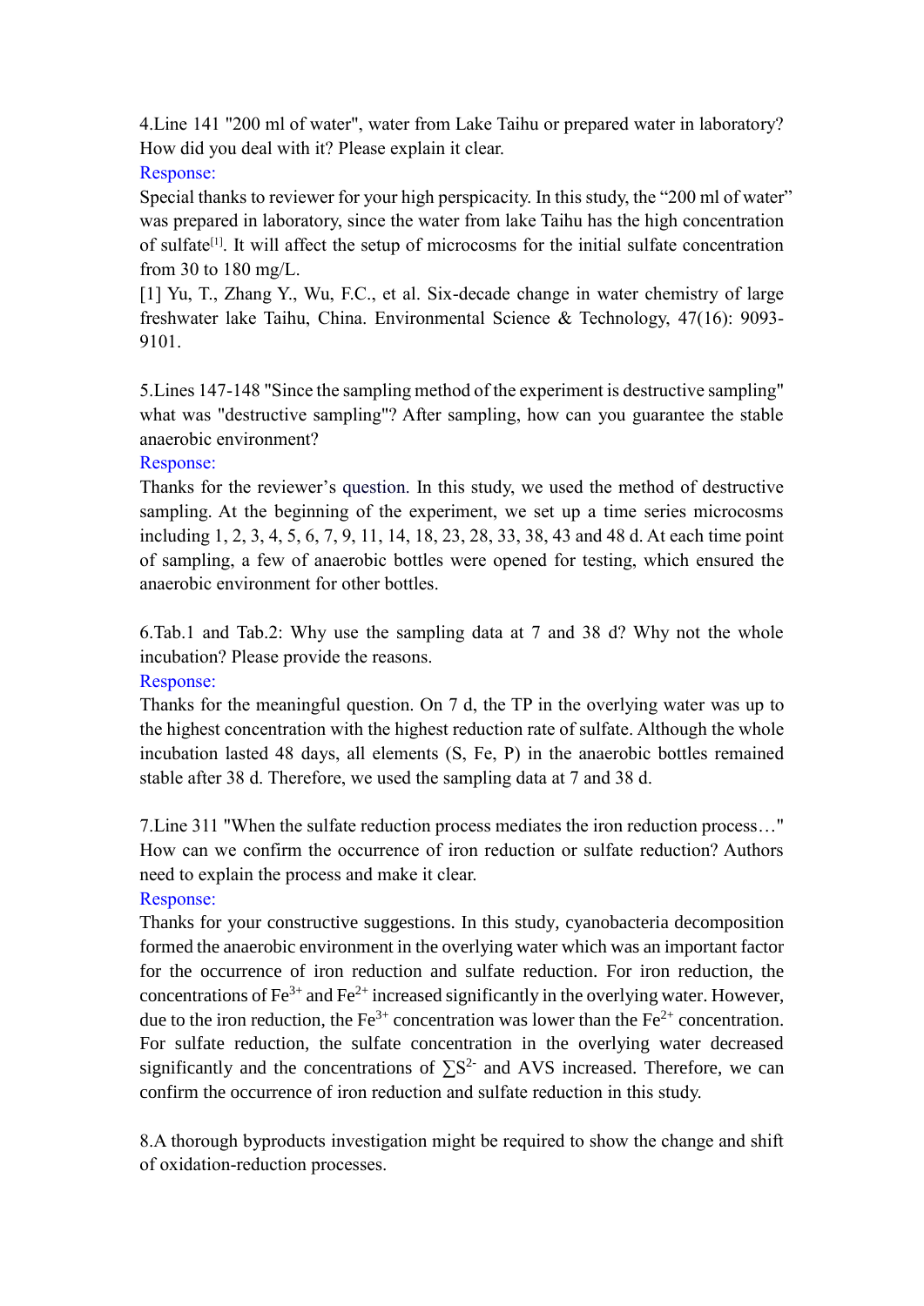4.Line 141 "200 ml of water", water from Lake Taihu or prepared water in laboratory? How did you deal with it? Please explain it clear.

Response:

Special thanks to reviewer for your high perspicacity. In this study, the "200 ml of water" was prepared in laboratory, since the water from lake Taihu has the high concentration of sulfate[1]. It will affect the setup of microcosms for the initial sulfate concentration from 30 to 180 mg/L.

[1] Yu, T., Zhang Y., Wu, F.C., et al. Six-decade change in water chemistry of large freshwater lake Taihu, China. Environmental Science & Technology, 47(16): 9093-9101.

5.Lines 147-148 "Since the sampling method of the experiment is destructive sampling" what was "destructive sampling"? After sampling, how can you guarantee the stable anaerobic environment?

Response:

Thanks for the reviewer's question. In this study, we used the method of destructive sampling. At the beginning of the experiment, we set up a time series microcosms including 1, 2, 3, 4, 5, 6, 7, 9, 11, 14, 18, 23, 28, 33, 38, 43 and 48 d. At each time point of sampling, a few of anaerobic bottles were opened for testing, which ensured the anaerobic environment for other bottles.

6.Tab.1 and Tab.2: Why use the sampling data at 7 and 38 d? Why not the whole incubation? Please provide the reasons.

Response:

Thanks for the meaningful question. On 7 d, the TP in the overlying water was up to the highest concentration with the highest reduction rate of sulfate. Although the whole incubation lasted 48 days, all elements (S, Fe, P) in the anaerobic bottles remained stable after 38 d. Therefore, we used the sampling data at 7 and 38 d.

7.Line 311 "When the sulfate reduction process mediates the iron reduction process…" How can we confirm the occurrence of iron reduction or sulfate reduction? Authors need to explain the process and make it clear.

Response:

Thanks for your constructive suggestions. In this study, cyanobacteria decomposition formed the anaerobic environment in the overlying water which was an important factor for the occurrence of iron reduction and sulfate reduction. For iron reduction, the concentrations of $Fe^{3+}$ and $Fe^{2+}$ increased significantly in the overlying water. However, due to the iron reduction, the $Fe^{3+}$ concentration was lower than the $Fe^{2+}$ concentration. For sulfate reduction, the sulfate concentration in the overlying water decreased significantly and the concentrations of $\sum S^{2-}$ and AVS increased. Therefore, we can confirm the occurrence of iron reduction and sulfate reduction in this study.

8.A thorough byproducts investigation might be required to show the change and shift of oxidation-reduction processes.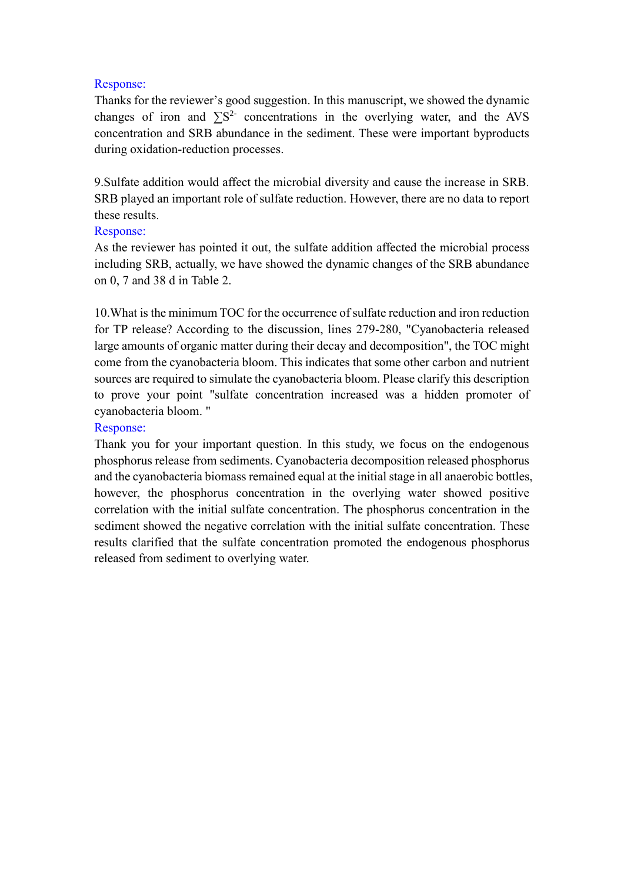Response:

Thanks for the reviewer's good suggestion. In this manuscript, we showed the dynamic changes of iron and $\sum S^{2-}$ concentrations in the overlying water, and the AVS concentration and SRB abundance in the sediment. These were important byproducts during oxidation-reduction processes.

9.Sulfate addition would affect the microbial diversity and cause the increase in SRB. SRB played an important role of sulfate reduction. However, there are no data to report these results.

Response:

As the reviewer has pointed it out, the sulfate addition affected the microbial process including SRB, actually, we have showed the dynamic changes of the SRB abundance on 0, 7 and 38 d in Table 2.

10.What is the minimum TOC for the occurrence of sulfate reduction and iron reduction for TP release? According to the discussion, lines 279-280, "Cyanobacteria released large amounts of organic matter during their decay and decomposition", the TOC might come from the cyanobacteria bloom. This indicates that some other carbon and nutrient sources are required to simulate the cyanobacteria bloom. Please clarify this description to prove your point "sulfate concentration increased was a hidden promoter of cyanobacteria bloom. "

Response:

Thank you for your important question. In this study, we focus on the endogenous phosphorus release from sediments. Cyanobacteria decomposition released phosphorus and the cyanobacteria biomass remained equal at the initial stage in all anaerobic bottles, however, the phosphorus concentration in the overlying water showed positive correlation with the initial sulfate concentration. The phosphorus concentration in the sediment showed the negative correlation with the initial sulfate concentration. These results clarified that the sulfate concentration promoted the endogenous phosphorus released from sediment to overlying water.